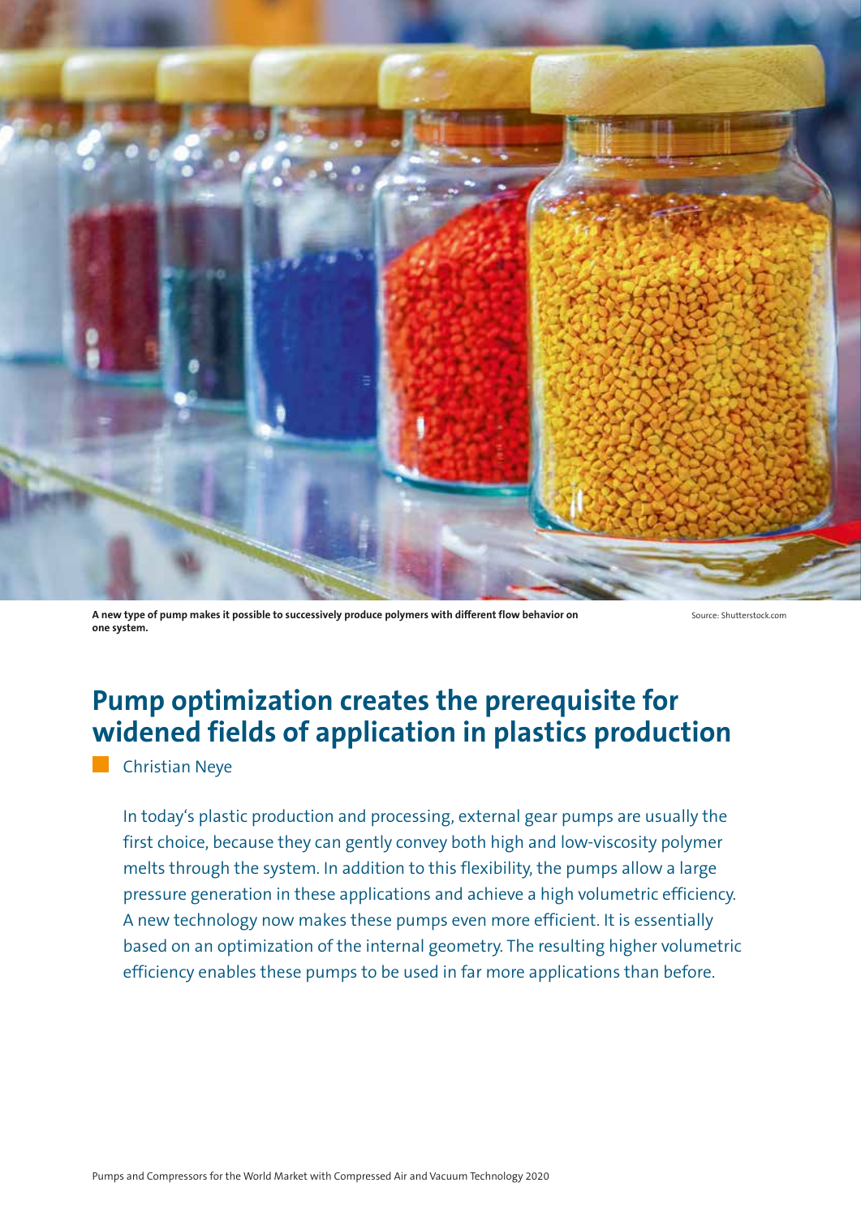A new type of pump makes it possible to successively produce polymers with different flow behavior on one system.

Source: Shutterstock.com

# Pump optimization creates the prerequisite for widened fields of application in plastics production

Christian Neye

In today's plastic production and processing, external gear pumps are usually the first choice, because they can gently convey both high and low-viscosity polymer melts through the system. In addition to this flexibility, the pumps allow a large pressure generation in these applications and achieve a high volumetric efficiency. A new technology now makes these pumps even more efficient. It is essentially based on an optimization of the internal geometry. The resulting higher volumetric efficiency enables these pumps to be used in far more applications than before.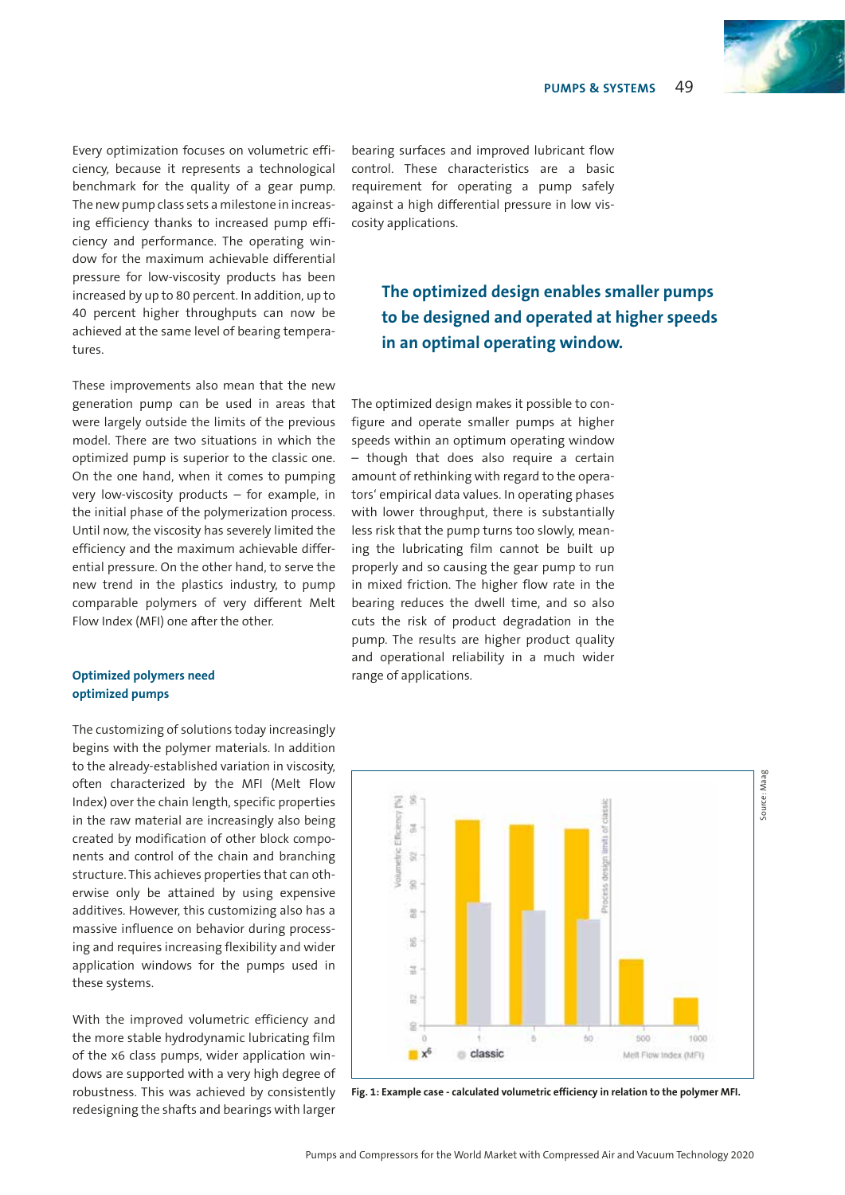Every optimization focuses on volumetric efficiency, because it represents a technological benchmark for the quality of a gear pump. The new pump class sets a milestone in increasing efficiency thanks to increased pump efficiency and performance. The operating window for the maximum achievable differential pressure for low-viscosity products has been increased by up to 80 percent. In addition, up to 40 percent higher throughputs can now be achieved at the same level of bearing temperatures.

These improvements also mean that the new generation pump can be used in areas that were largely outside the limits of the previous model. There are two situations in which the optimized pump is superior to the classic one. On the one hand, when it comes to pumping very low-viscosity products – for example, in the initial phase of the polymerization process. Until now, the viscosity has severely limited the efficiency and the maximum achievable differential pressure. On the other hand, to serve the new trend in the plastics industry, to pump comparable polymers of very different Melt Flow Index (MFI) one after the other.

### Optimized polymers need optimized pumps

The customizing of solutions today increasingly begins with the polymer materials. In addition to the already-established variation in viscosity, often characterized by the MFI (Melt Flow Index) over the chain length, specific properties in the raw material are increasingly also being created by modification of other block components and control of the chain and branching structure. This achieves properties that can otherwise only be attained by using expensive additives. However, this customizing also has a massive influence on behavior during processing and requires increasing flexibility and wider application windows for the pumps used in these systems.

With the improved volumetric efficiency and the more stable hydrodynamic lubricating film of the x6 class pumps, wider application windows are supported with a very high degree of robustness. This was achieved by consistently redesigning the shafts and bearings with larger bearing surfaces and improved lubricant flow control. These characteristics are a basic requirement for operating a pump safely against a high differential pressure in low viscosity applications.

**The optimized design enables smaller pumps to be designed and operated at higher speeds in an optimal operating window.**

The optimized design makes it possible to configure and operate smaller pumps at higher speeds within an optimum operating window – though that does also require a certain amount of rethinking with regard to the operators' empirical data values. In operating phases with lower throughput, there is substantially less risk that the pump turns too slowly, meaning the lubricating film cannot be built up properly and so causing the gear pump to run in mixed friction. The higher flow rate in the bearing reduces the dwell time, and so also cuts the risk of product degradation in the pump. The results are higher product quality and operational reliability in a much wider range of applications.

Fig. 1: Example case - calculated volumetric efficiency in relation to the polymer MFI.

Source: Maag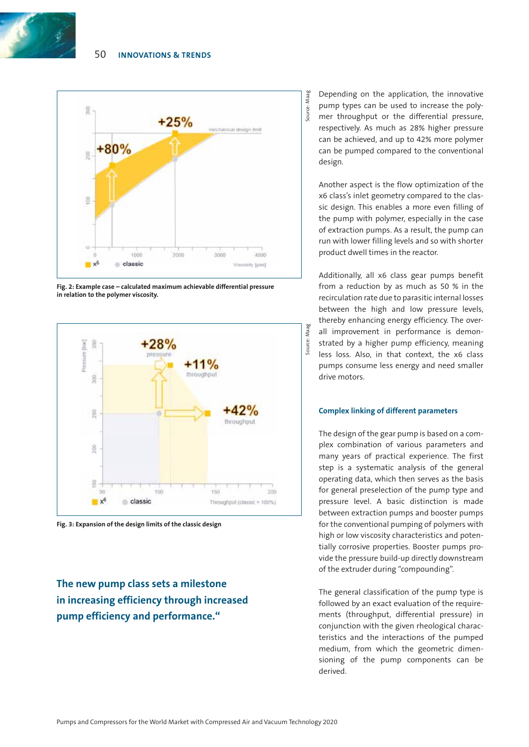Fig. 2: Example case – calculated maximum achievable differential pressure in relation to the polymer viscosity.

Fig. 3: Expansion of the design limits of the classic design

## The new pump class sets a milestone in increasing efficiency through increased pump efficiency and performance."

Depending on the application, the innovative pump types can be used to increase the polymer throughput or the differential pressure, respectively. As much as 28% higher pressure can be achieved, and up to 42% more polymer can be pumped compared to the conventional design.

Another aspect is the flow optimization of the x6 class's inlet geometry compared to the classic design. This enables a more even filling of the pump with polymer, especially in the case of extraction pumps. As a result, the pump can run with lower filling levels and so with shorter product dwell times in the reactor.

Additionally, all x6 class gear pumps benefit from a reduction by as much as 50 % in the recirculation rate due to parasitic internal losses between the high and low pressure levels, thereby enhancing energy efficiency. The overall improvement in performance is demonstrated by a higher pump efficiency, meaning less loss. Also, in that context, the x6 class pumps consume less energy and need smaller drive motors.

### Complex linking of different parameters

The design of the gear pump is based on a complex combination of various parameters and many years of practical experience. The first step is a systematic analysis of the general operating data, which then serves as the basis for general preselection of the pump type and pressure level. A basic distinction is made between extraction pumps and booster pumps for the conventional pumping of polymers with high or low viscosity characteristics and potentially corrosive properties. Booster pumps provide the pressure build-up directly downstream of the extruder during "compounding".

The general classification of the pump type is followed by an exact evaluation of the requirements (throughput, differential pressure) in conjunction with the given rheological characteristics and the interactions of the pumped medium, from which the geometric dimensioning of the pump components can be derived.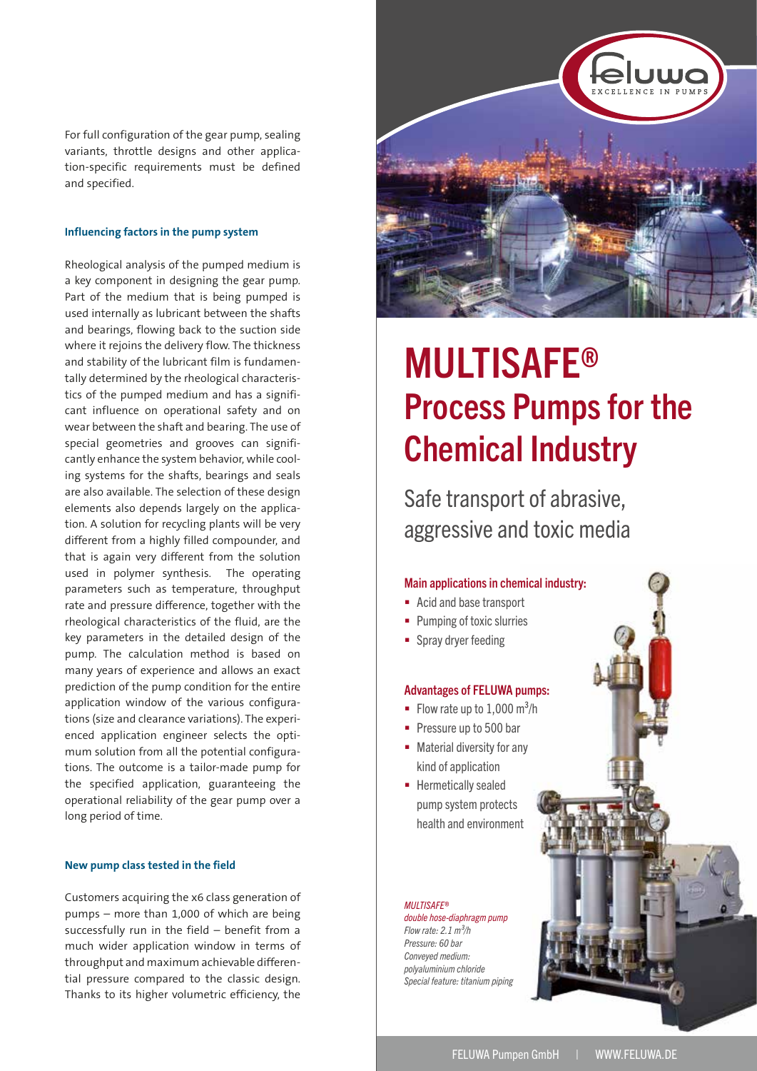For full configuration of the gear pump, sealing variants, throttle designs and other application-specific requirements must be defined and specified.

#### Influencing factors in the pump system

Rheological analysis of the pumped medium is a key component in designing the gear pump. Part of the medium that is being pumped is used internally as lubricant between the shafts and bearings, flowing back to the suction side where it rejoins the delivery flow. The thickness and stability of the lubricant film is fundamentally determined by the rheological characteristics of the pumped medium and has a significant influence on operational safety and on wear between the shaft and bearing. The use of special geometries and grooves can significantly enhance the system behavior, while cooling systems for the shafts, bearings and seals are also available. The selection of these design elements also depends largely on the application. A solution for recycling plants will be very different from a highly filled compounder, and that is again very different from the solution used in polymer synthesis. The operating parameters such as temperature, throughput rate and pressure difference, together with the rheological characteristics of the fluid, are the key parameters in the detailed design of the pump. The calculation method is based on many years of experience and allows an exact prediction of the pump condition for the entire application window of the various configurations (size and clearance variations). The experienced application engineer selects the optimum solution from all the potential configurations. The outcome is a tailor-made pump for the specified application, guaranteeing the operational reliability of the gear pump over a long period of time.

#### New pump class tested in the field

Customers acquiring the x6 class generation of pumps – more than 1,000 of which are being successfully run in the field – benefit from a much wider application window in terms of throughput and maximum achievable differential pressure compared to the classic design. Thanks to its higher volumetric efficiency, the

feluwa
EXCELLENCE IN PUMPS

# MULTISAFE®
## Process Pumps for the Chemical Industry

Safe transport of abrasive, aggressive and toxic media

**Main applications in chemical industry:**

- Acid and base transport
- Pumping of toxic slurries
- Spray dryer feeding

**Advantages of FELUWA pumps:**

- Flow rate up to 1,000 $m^3$/h
- Pressure up to 500 bar
- Material diversity for any kind of application
- Hermetically sealed pump system protects health and environment

*MULTISAFE®*
*double hose-diaphragm pump*
*Flow rate: 2.1 $m^3$/h*
*Pressure: 60 bar*
*Conveyed medium: polyaluminium chloride*
*Special feature: titanium piping*

FELUWA Pumpen GmbH | WWW.FELUWA.DE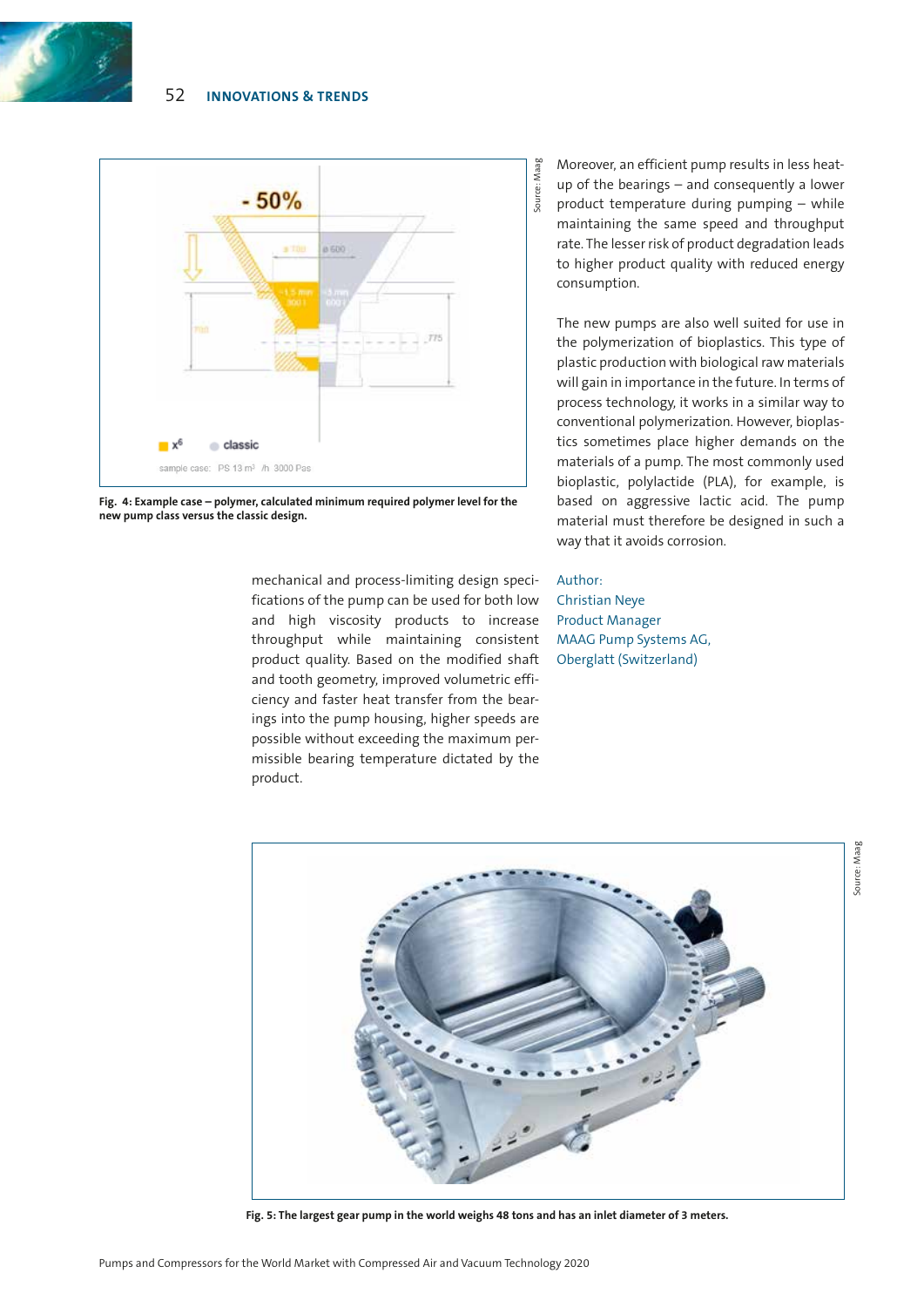- 50%

ø 700

ø 600

~1.5 min 800 l

~3 min 600 l

750

775

x[6]   classic

sample case: PS 13 m³ /h 3000 Pas

Fig. 4: Example case – polymer, calculated minimum required polymer level for the new pump class versus the classic design.

mechanical and process-limiting design specifications of the pump can be used for both low and high viscosity products to increase throughput while maintaining consistent product quality. Based on the modified shaft and tooth geometry, improved volumetric efficiency and faster heat transfer from the bearings into the pump housing, higher speeds are possible without exceeding the maximum permissible bearing temperature dictated by the product.

Moreover, an efficient pump results in less heat-up of the bearings – and consequently a lower product temperature during pumping – while maintaining the same speed and throughput rate. The lesser risk of product degradation leads to higher product quality with reduced energy consumption.

The new pumps are also well suited for use in the polymerization of bioplastics. This type of plastic production with biological raw materials will gain in importance in the future. In terms of process technology, it works in a similar way to conventional polymerization. However, bioplastics sometimes place higher demands on the materials of a pump. The most commonly used bioplastic, polylactide (PLA), for example, is based on aggressive lactic acid. The pump material must therefore be designed in such a way that it avoids corrosion.

Author:
Christian Neye
Product Manager
MAAG Pump Systems AG,
Oberglatt (Switzerland)

Fig. 5: The largest gear pump in the world weighs 48 tons and has an inlet diameter of 3 meters.